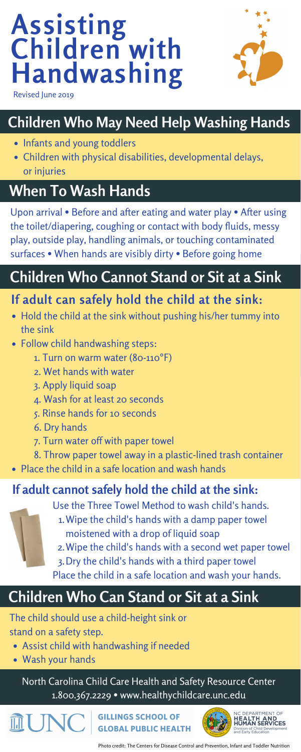# Assisting Children with Handwashing

Revised June 2019

## Children Who May Need Help Washing Hands

- Infants and young toddlers
- Children with physical disabilities, developmental delays, or injuries

## When To Wash Hands

Upon arrival • Before and after eating and water play • After using the toilet/diapering, coughing or contact with body fluids, messy play, outside play, handling animals, or touching contaminated surfaces • When hands are visibly dirty • Before going home

## Children Who Cannot Stand or Sit at a Sink

### If adult can safely hold the child at the sink:

- Hold the child at the sink without pushing his/her tummy into the sink
- Follow child handwashing steps:
    1. Turn on warm water (80-110°F)
    2. Wet hands with water
    3. Apply liquid soap
    4. Wash for at least 20 seconds
    5. Rinse hands for 10 seconds
    6. Dry hands
    7. Turn water off with paper towel
    8. Throw paper towel away in a plastic-lined trash container
- Place the child in a safe location and wash hands

### If adult cannot safely hold the child at the sink:

Use the Three Towel Method to wash child's hands.

1. Wipe the child's hands with a damp paper towel moistened with a drop of liquid soap
2. Wipe the child's hands with a second wet paper towel
3. Dry the child's hands with a third paper towel

Place the child in a safe location and wash your hands.

## Children Who Can Stand or Sit at a Sink

The child should use a child-height sink or stand on a safety step.

- Assist child with handwashing if needed
- Wash your hands

North Carolina Child Care Health and Safety Resource Center
1.800.367.2229 • www.healthychildcare.unc.edu

UNC GILLINGS SCHOOL OF GLOBAL PUBLIC HEALTH

NC DEPARTMENT OF HEALTH AND HUMAN SERVICES Division of Child Development and Early Education

Photo credit: The Centers for Disease Control and Prevention, Infant and Toddler Nutrition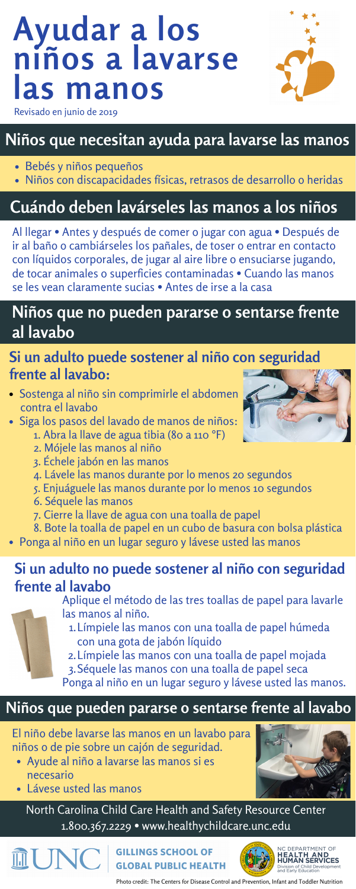# Ayudar a los niños a lavarse las manos

Revisado en junio de 2019

## Niños que necesitan ayuda para lavarse las manos

- Bebés y niños pequeños
- Niños con discapacidades físicas, retrasos de desarrollo o heridas

## Cuándo deben lavárseles las manos a los niños

Al llegar • Antes y después de comer o jugar con agua • Después de ir al baño o cambiárseles los pañales, de toser o entrar en contacto con líquidos corporales, de jugar al aire libre o ensuciarse jugando, de tocar animales o superficies contaminadas • Cuando las manos se les vean claramente sucias • Antes de irse a la casa

## Niños que no pueden pararse o sentarse frente al lavabo

### Si un adulto puede sostener al niño con seguridad frente al lavabo:

- Sostenga al niño sin comprimirle el abdomen contra el lavabo
- Siga los pasos del lavado de manos de niños:
  1. Abra la llave de agua tibia (80 a 110 °F)
  2. Mójele las manos al niño
  3. Échele jabón en las manos
  4. Lávele las manos durante por lo menos 20 segundos
  5. Enjuáguele las manos durante por lo menos 10 segundos
  6. Séquele las manos
  7. Cierre la llave de agua con una toalla de papel
  8. Bote la toalla de papel en un cubo de basura con bolsa plástica
- Ponga al niño en un lugar seguro y lávese usted las manos

### Si un adulto no puede sostener al niño con seguridad frente al lavabo

Aplique el método de las tres toallas de papel para lavarle las manos al niño.

1. Límpiele las manos con una toalla de papel húmeda con una gota de jabón líquido
2. Límpiele las manos con una toalla de papel mojada
3. Séquele las manos con una toalla de papel seca

Ponga al niño en un lugar seguro y lávese usted las manos.

## Niños que pueden pararse o sentarse frente al lavabo

El niño debe lavarse las manos en un lavabo para niños o de pie sobre un cajón de seguridad.

- Ayude al niño a lavarse las manos si es necesario
- Lávese usted las manos

North Carolina Child Care Health and Safety Resource Center
1.800.367.2229 • www.healthychildcare.unc.edu

UNC GILLINGS SCHOOL OF GLOBAL PUBLIC HEALTH

NC DEPARTMENT OF HEALTH AND HUMAN SERVICES Division of Child Development and Early Education

Photo credit: The Centers for Disease Control and Prevention, Infant and Toddler Nutrition